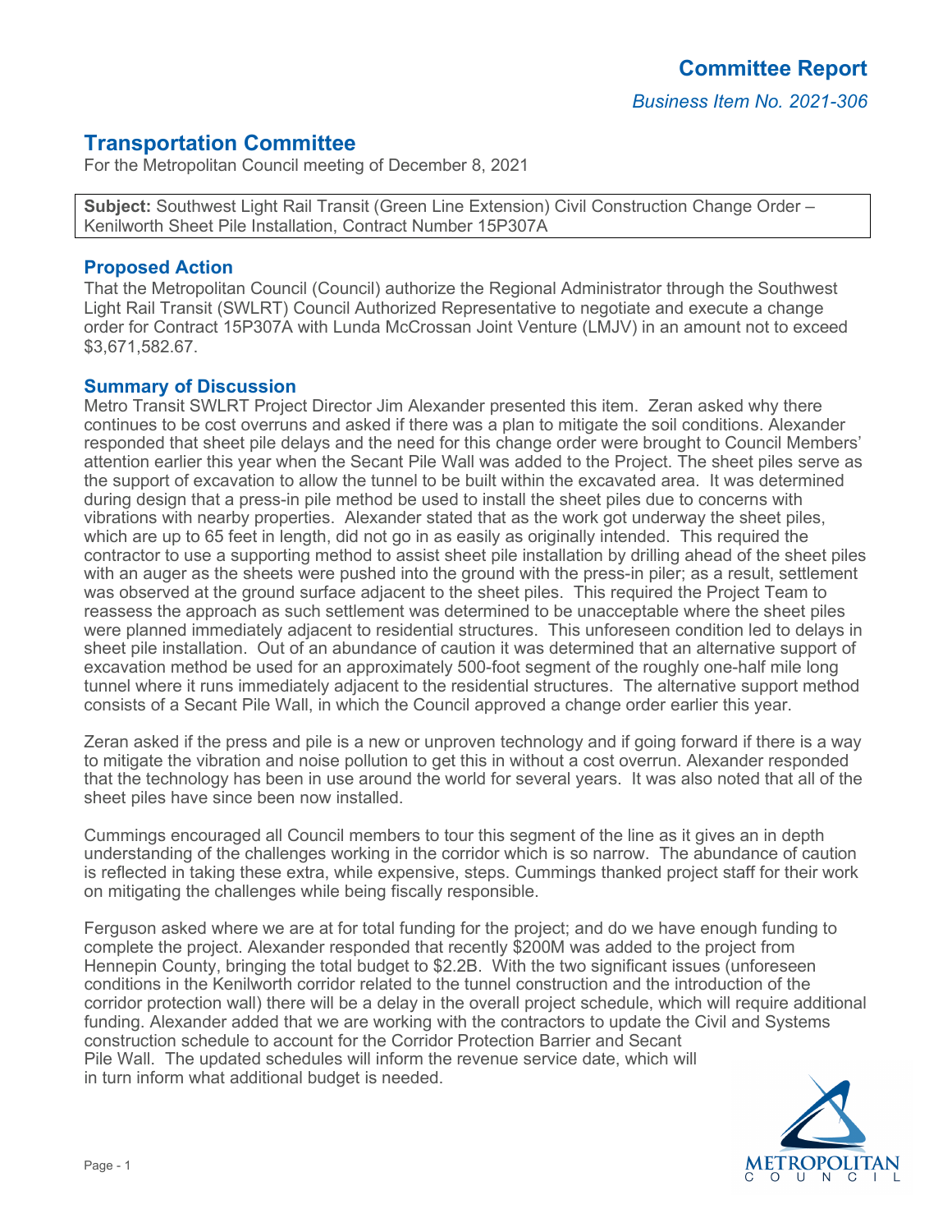# Committee Report

*Business Item No. 2021-306*

## Transportation Committee

For the Metropolitan Council meeting of December 8, 2021

**Subject:** Southwest Light Rail Transit (Green Line Extension) Civil Construction Change Order – Kenilworth Sheet Pile Installation, Contract Number 15P307A

### Proposed Action

That the Metropolitan Council (Council) authorize the Regional Administrator through the Southwest Light Rail Transit (SWLRT) Council Authorized Representative to negotiate and execute a change order for Contract 15P307A with Lunda McCrossan Joint Venture (LMJV) in an amount not to exceed $3,671,582.67.

### Summary of Discussion

Metro Transit SWLRT Project Director Jim Alexander presented this item. Zeran asked why there continues to be cost overruns and asked if there was a plan to mitigate the soil conditions. Alexander responded that sheet pile delays and the need for this change order were brought to Council Members' attention earlier this year when the Secant Pile Wall was added to the Project. The sheet piles serve as the support of excavation to allow the tunnel to be built within the excavated area. It was determined during design that a press-in pile method be used to install the sheet piles due to concerns with vibrations with nearby properties. Alexander stated that as the work got underway the sheet piles, which are up to 65 feet in length, did not go in as easily as originally intended. This required the contractor to use a supporting method to assist sheet pile installation by drilling ahead of the sheet piles with an auger as the sheets were pushed into the ground with the press-in piler; as a result, settlement was observed at the ground surface adjacent to the sheet piles. This required the Project Team to reassess the approach as such settlement was determined to be unacceptable where the sheet piles were planned immediately adjacent to residential structures. This unforeseen condition led to delays in sheet pile installation. Out of an abundance of caution it was determined that an alternative support of excavation method be used for an approximately 500-foot segment of the roughly one-half mile long tunnel where it runs immediately adjacent to the residential structures. The alternative support method consists of a Secant Pile Wall, in which the Council approved a change order earlier this year.

Zeran asked if the press and pile is a new or unproven technology and if going forward if there is a way to mitigate the vibration and noise pollution to get this in without a cost overrun. Alexander responded that the technology has been in use around the world for several years. It was also noted that all of the sheet piles have since been now installed.

Cummings encouraged all Council members to tour this segment of the line as it gives an in depth understanding of the challenges working in the corridor which is so narrow. The abundance of caution is reflected in taking these extra, while expensive, steps. Cummings thanked project staff for their work on mitigating the challenges while being fiscally responsible.

Ferguson asked where we are at for total funding for the project; and do we have enough funding to complete the project. Alexander responded that recently $200M was added to the project from Hennepin County, bringing the total budget to $2.2B. With the two significant issues (unforeseen conditions in the Kenilworth corridor related to the tunnel construction and the introduction of the corridor protection wall) there will be a delay in the overall project schedule, which will require additional funding. Alexander added that we are working with the contractors to update the Civil and Systems construction schedule to account for the Corridor Protection Barrier and Secant Pile Wall. The updated schedules will inform the revenue service date, which will in turn inform what additional budget is needed.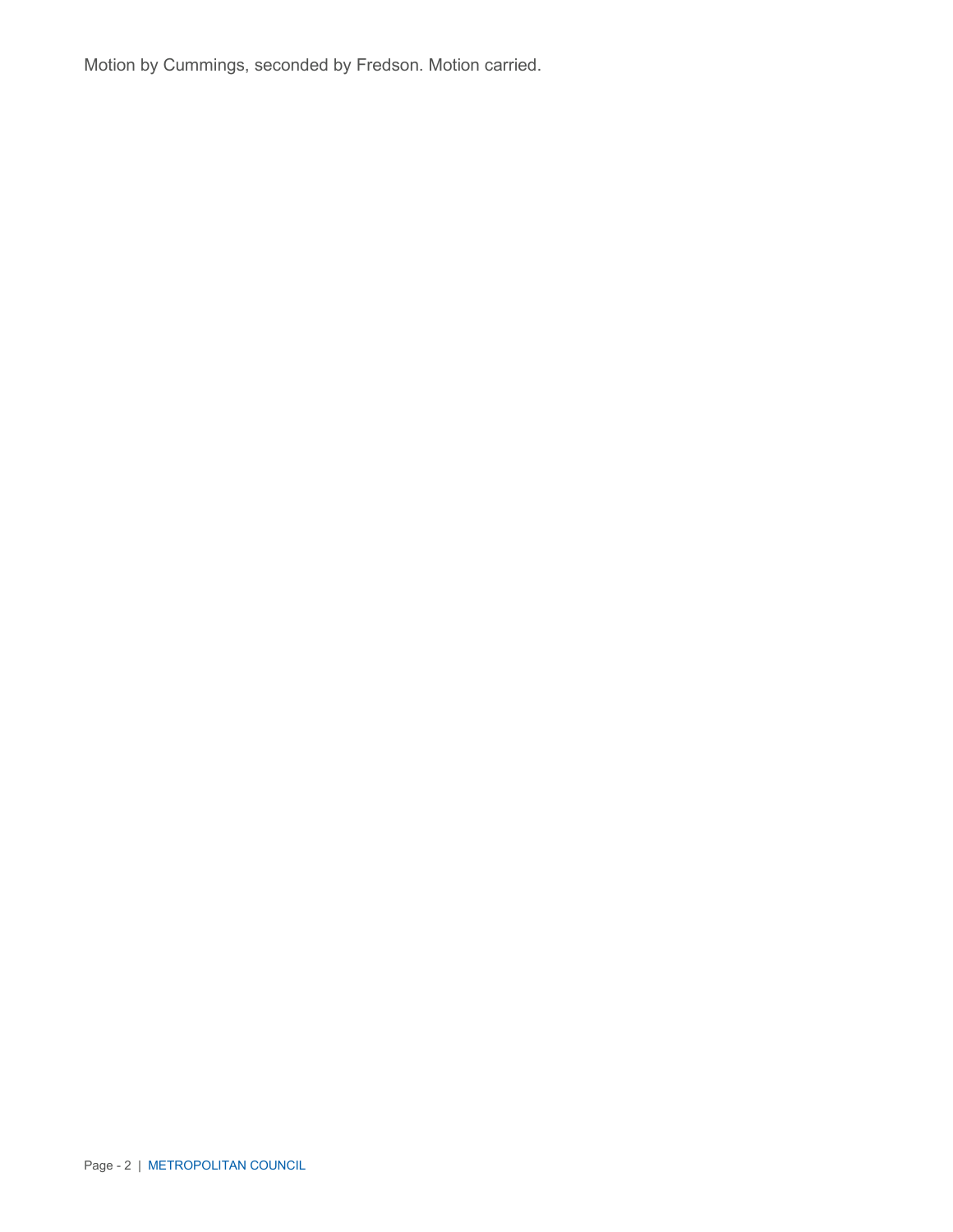Motion by Cummings, seconded by Fredson. Motion carried.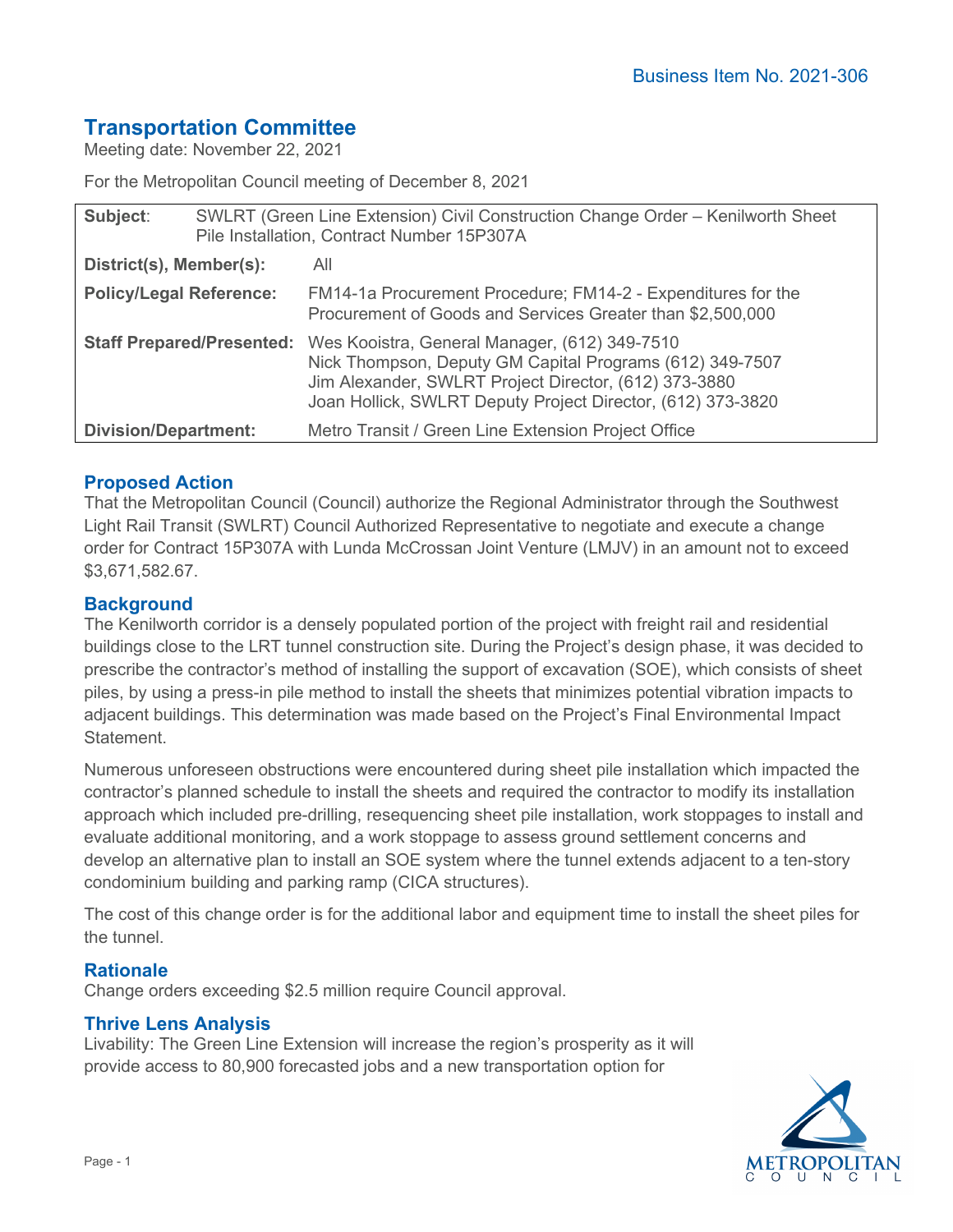Business Item No. 2021-306

# Transportation Committee

Meeting date: November 22, 2021

For the Metropolitan Council meeting of December 8, 2021

| | |
|---|---|
| **Subject**: | SWLRT (Green Line Extension) Civil Construction Change Order – Kenilworth Sheet Pile Installation, Contract Number 15P307A |
| **District(s), Member(s):** | All |
| **Policy/Legal Reference:** | FM14-1a Procurement Procedure; FM14-2 - Expenditures for the Procurement of Goods and Services Greater than $2,500,000 |
| **Staff Prepared/Presented:** | Wes Kooistra, General Manager, (612) 349-7510<br>Nick Thompson, Deputy GM Capital Programs (612) 349-7507<br>Jim Alexander, SWLRT Project Director, (612) 373-3880<br>Joan Hollick, SWLRT Deputy Project Director, (612) 373-3820 |
| **Division/Department:** | Metro Transit / Green Line Extension Project Office |

## Proposed Action

That the Metropolitan Council (Council) authorize the Regional Administrator through the Southwest Light Rail Transit (SWLRT) Council Authorized Representative to negotiate and execute a change order for Contract 15P307A with Lunda McCrossan Joint Venture (LMJV) in an amount not to exceed $3,671,582.67.

## Background

The Kenilworth corridor is a densely populated portion of the project with freight rail and residential buildings close to the LRT tunnel construction site. During the Project's design phase, it was decided to prescribe the contractor's method of installing the support of excavation (SOE), which consists of sheet piles, by using a press-in pile method to install the sheets that minimizes potential vibration impacts to adjacent buildings. This determination was made based on the Project's Final Environmental Impact Statement.

Numerous unforeseen obstructions were encountered during sheet pile installation which impacted the contractor's planned schedule to install the sheets and required the contractor to modify its installation approach which included pre-drilling, resequencing sheet pile installation, work stoppages to install and evaluate additional monitoring, and a work stoppage to assess ground settlement concerns and develop an alternative plan to install an SOE system where the tunnel extends adjacent to a ten-story condominium building and parking ramp (CICA structures).

The cost of this change order is for the additional labor and equipment time to install the sheet piles for the tunnel.

## Rationale

Change orders exceeding $2.5 million require Council approval.

## Thrive Lens Analysis

Livability: The Green Line Extension will increase the region's prosperity as it will provide access to 80,900 forecasted jobs and a new transportation option for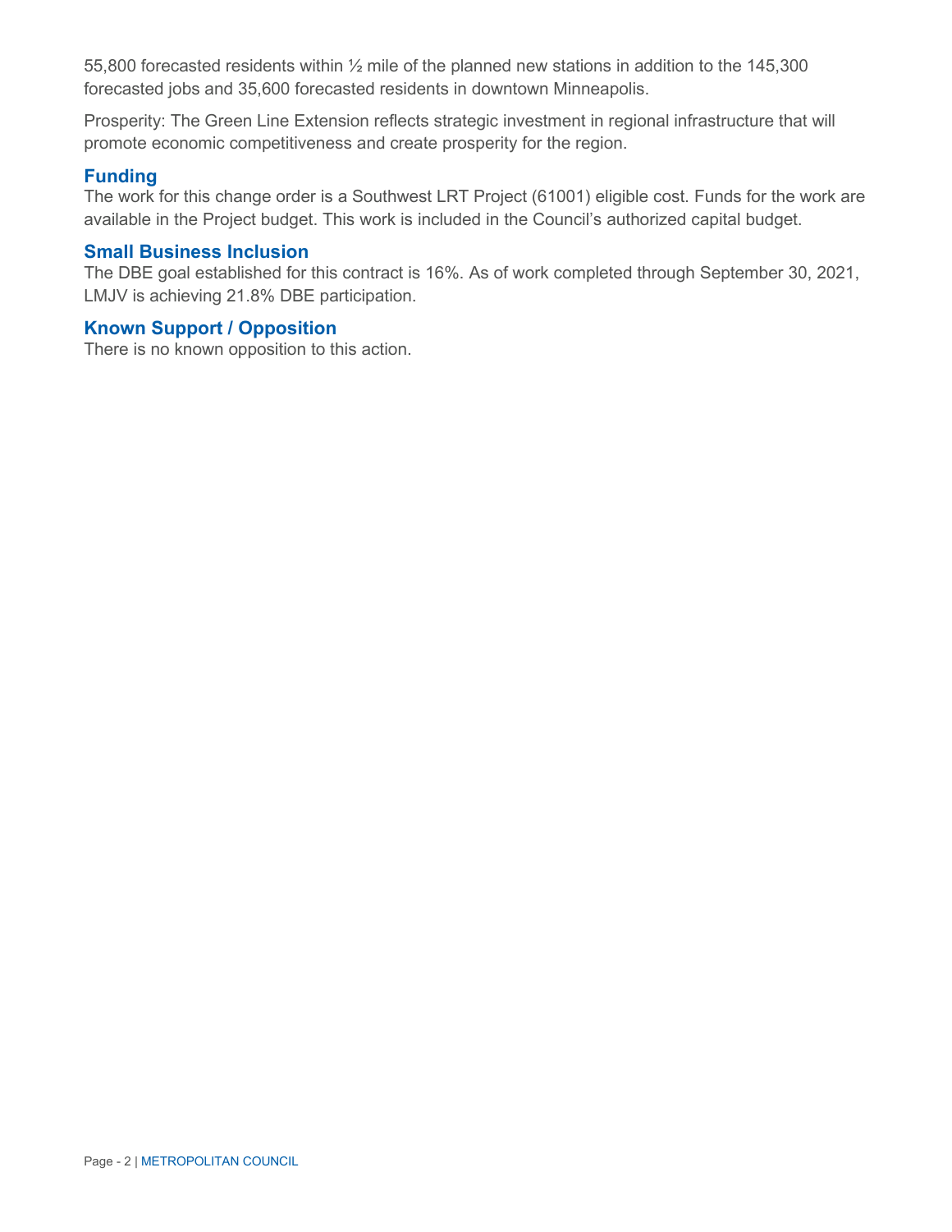55,800 forecasted residents within ½ mile of the planned new stations in addition to the 145,300 forecasted jobs and 35,600 forecasted residents in downtown Minneapolis.

Prosperity: The Green Line Extension reflects strategic investment in regional infrastructure that will promote economic competitiveness and create prosperity for the region.

## Funding

The work for this change order is a Southwest LRT Project (61001) eligible cost. Funds for the work are available in the Project budget. This work is included in the Council's authorized capital budget.

## Small Business Inclusion

The DBE goal established for this contract is 16%. As of work completed through September 30, 2021, LMJV is achieving 21.8% DBE participation.

## Known Support / Opposition

There is no known opposition to this action.